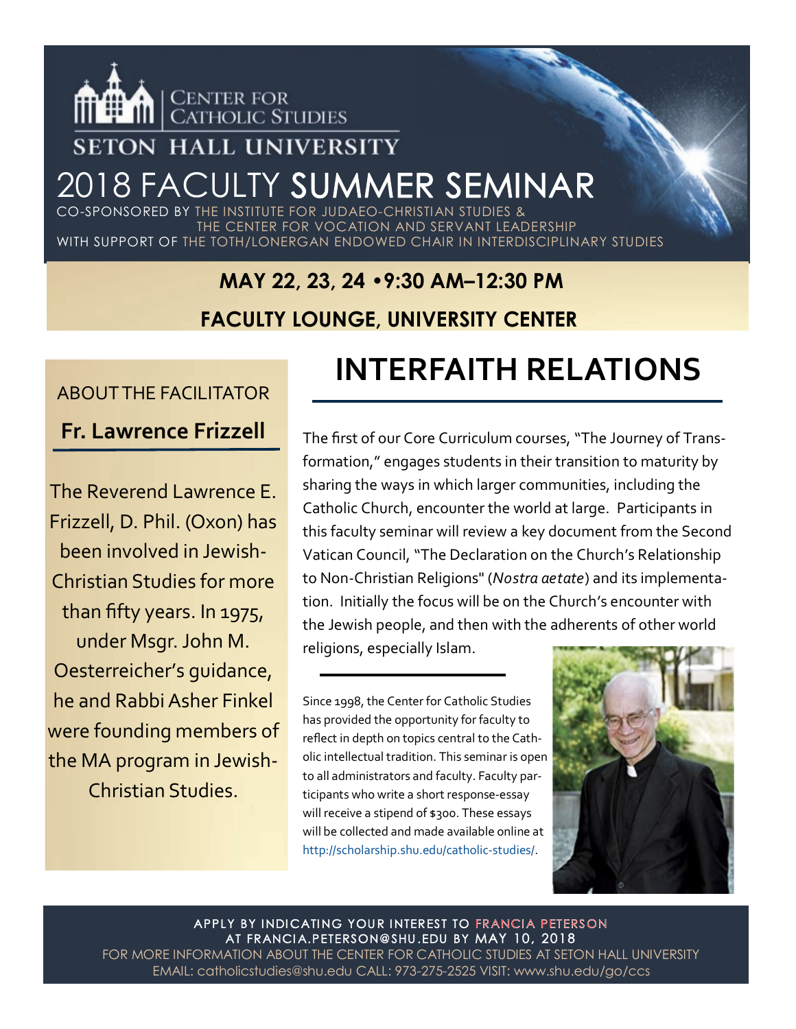CENTER FOR CATHOLIC STUDIES

SETON HALL UNIVERSITY

# 2018 FACULTY SUMMER SEMINAR

CO-SPONSORED BY THE INSTITUTE FOR JUDAEO-CHRISTIAN STUDIES & THE CENTER FOR VOCATION AND SERVANT LEADERSHIP

WITH SUPPORT OF THE TOTH/LONERGAN ENDOWED CHAIR IN INTERDISCIPLINARY STUDIES

**MAY 22, 23, 24 •9:30 AM–12:30 PM**

**FACULTY LOUNGE, UNIVERSITY CENTER**

## INTERFAITH RELATIONS

The first of our Core Curriculum courses, "The Journey of Transformation," engages students in their transition to maturity by sharing the ways in which larger communities, including the Catholic Church, encounter the world at large. Participants in this faculty seminar will review a key document from the Second Vatican Council, "The Declaration on the Church's Relationship to Non-Christian Religions" (*Nostra aetate*) and its implementation. Initially the focus will be on the Church's encounter with the Jewish people, and then with the adherents of other world religions, especially Islam.

Since 1998, the Center for Catholic Studies has provided the opportunity for faculty to reflect in depth on topics central to the Catholic intellectual tradition. This seminar is open to all administrators and faculty. Faculty participants who write a short response-essay will receive a stipend of $300. These essays will be collected and made available online at http://scholarship.shu.edu/catholic-studies/.

### ABOUT THE FACILITATOR

**Fr. Lawrence Frizzell**

The Reverend Lawrence E. Frizzell, D. Phil. (Oxon) has been involved in Jewish-Christian Studies for more than fifty years. In 1975, under Msgr. John M. Oesterreicher's guidance, he and Rabbi Asher Finkel were founding members of the MA program in Jewish-Christian Studies.

APPLY BY INDICATING YOUR INTEREST TO FRANCIA PETERSON AT FRANCIA.PETERSON@SHU.EDU BY MAY 10, 2018

FOR MORE INFORMATION ABOUT THE CENTER FOR CATHOLIC STUDIES AT SETON HALL UNIVERSITY

EMAIL: catholicstudies@shu.edu CALL: 973-275-2525 VISIT: www.shu.edu/go/ccs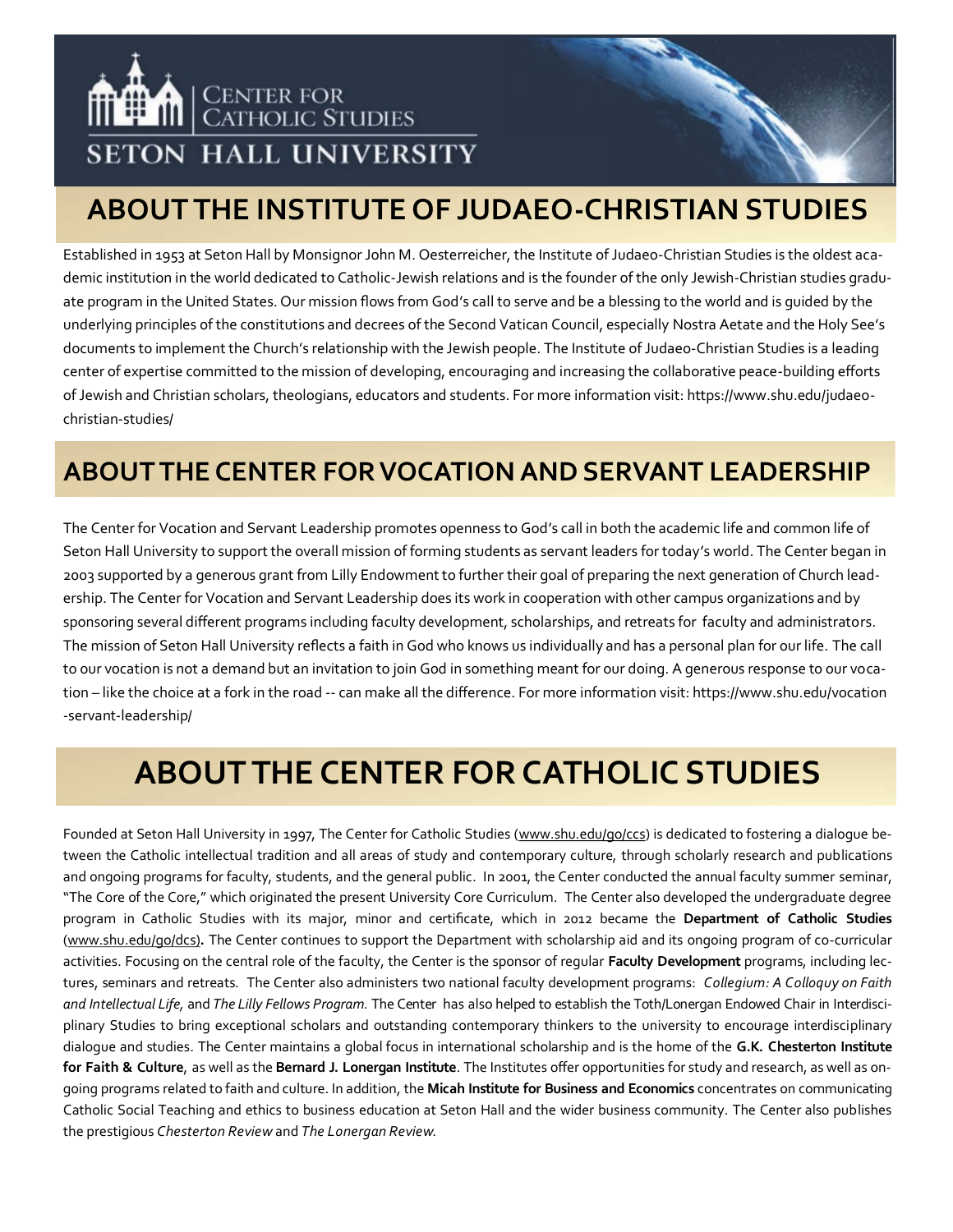CENTER FOR CATHOLIC STUDIES

SETON HALL UNIVERSITY

## ABOUT THE INSTITUTE OF JUDAEO-CHRISTIAN STUDIES

Established in 1953 at Seton Hall by Monsignor John M. Oesterreicher, the Institute of Judaeo-Christian Studies is the oldest academic institution in the world dedicated to Catholic-Jewish relations and is the founder of the only Jewish-Christian studies graduate program in the United States. Our mission flows from God's call to serve and be a blessing to the world and is guided by the underlying principles of the constitutions and decrees of the Second Vatican Council, especially Nostra Aetate and the Holy See's documents to implement the Church's relationship with the Jewish people. The Institute of Judaeo-Christian Studies is a leading center of expertise committed to the mission of developing, encouraging and increasing the collaborative peace-building efforts of Jewish and Christian scholars, theologians, educators and students. For more information visit: https://www.shu.edu/judaeo-christian-studies/

## ABOUT THE CENTER FOR VOCATION AND SERVANT LEADERSHIP

The Center for Vocation and Servant Leadership promotes openness to God's call in both the academic life and common life of Seton Hall University to support the overall mission of forming students as servant leaders for today's world. The Center began in 2003 supported by a generous grant from Lilly Endowment to further their goal of preparing the next generation of Church leadership. The Center for Vocation and Servant Leadership does its work in cooperation with other campus organizations and by sponsoring several different programs including faculty development, scholarships, and retreats for faculty and administrators. The mission of Seton Hall University reflects a faith in God who knows us individually and has a personal plan for our life. The call to our vocation is not a demand but an invitation to join God in something meant for our doing. A generous response to our vocation – like the choice at a fork in the road -- can make all the difference. For more information visit: https://www.shu.edu/vocation-servant-leadership/

## ABOUT THE CENTER FOR CATHOLIC STUDIES

Founded at Seton Hall University in 1997, The Center for Catholic Studies (www.shu.edu/go/ccs) is dedicated to fostering a dialogue between the Catholic intellectual tradition and all areas of study and contemporary culture, through scholarly research and publications and ongoing programs for faculty, students, and the general public. In 2001, the Center conducted the annual faculty summer seminar, "The Core of the Core," which originated the present University Core Curriculum. The Center also developed the undergraduate degree program in Catholic Studies with its major, minor and certificate, which in 2012 became the **Department of Catholic Studies** (www.shu.edu/go/dcs)**.** The Center continues to support the Department with scholarship aid and its ongoing program of co-curricular activities. Focusing on the central role of the faculty, the Center is the sponsor of regular **Faculty Development** programs, including lectures, seminars and retreats. The Center also administers two national faculty development programs: *Collegium: A Colloquy on Faith and Intellectual Life,* and *The Lilly Fellows Program.* The Center has also helped to establish the Toth/Lonergan Endowed Chair in Interdisciplinary Studies to bring exceptional scholars and outstanding contemporary thinkers to the university to encourage interdisciplinary dialogue and studies. The Center maintains a global focus in international scholarship and is the home of the **G.K. Chesterton Institute for Faith & Culture**, as well as the **Bernard J. Lonergan Institute**. The Institutes offer opportunities for study and research, as well as ongoing programs related to faith and culture. In addition, the **Micah Institute for Business and Economics** concentrates on communicating Catholic Social Teaching and ethics to business education at Seton Hall and the wider business community. The Center also publishes the prestigious *Chesterton Review* and *The Lonergan Review.*